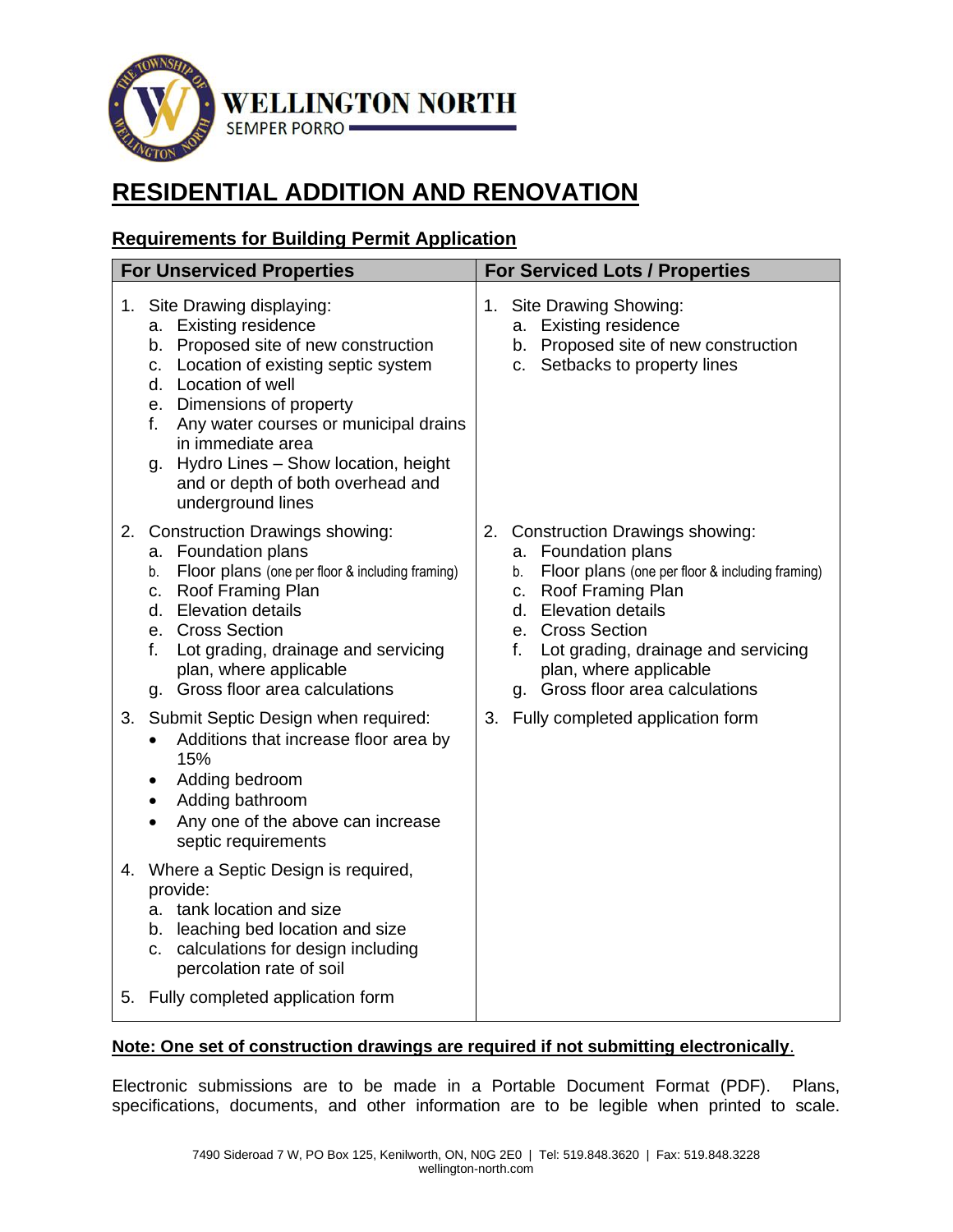WELLINGTON NORTH

SEMPER PORRO

# RESIDENTIAL ADDITION AND RENOVATION

## Requirements for Building Permit Application

| For Unserviced Properties | For Serviced Lots / Properties |
|---|---|
| 1. Site Drawing displaying:<br>a. Existing residence<br>b. Proposed site of new construction<br>c. Location of existing septic system<br>d. Location of well<br>e. Dimensions of property<br>f. Any water courses or municipal drains in immediate area<br>g. Hydro Lines – Show location, height and or depth of both overhead and underground lines | 1. Site Drawing Showing:<br>a. Existing residence<br>b. Proposed site of new construction<br>c. Setbacks to property lines |
| 2. Construction Drawings showing:<br>a. Foundation plans<br>b. Floor plans (one per floor & including framing)<br>c. Roof Framing Plan<br>d. Elevation details<br>e. Cross Section<br>f. Lot grading, drainage and servicing plan, where applicable<br>g. Gross floor area calculations | 2. Construction Drawings showing:<br>a. Foundation plans<br>b. Floor plans (one per floor & including framing)<br>c. Roof Framing Plan<br>d. Elevation details<br>e. Cross Section<br>f. Lot grading, drainage and servicing plan, where applicable<br>g. Gross floor area calculations |
| 3. Submit Septic Design when required:<br>• Additions that increase floor area by 15%<br>• Adding bedroom<br>• Adding bathroom<br>• Any one of the above can increase septic requirements | 3. Fully completed application form |
| 4. Where a Septic Design is required, provide:<br>a. tank location and size<br>b. leaching bed location and size<br>c. calculations for design including percolation rate of soil | |
| 5. Fully completed application form | |

**Note: One set of construction drawings are required if not submitting electronically.**

Electronic submissions are to be made in a Portable Document Format (PDF). Plans, specifications, documents, and other information are to be legible when printed to scale.

7490 Sideroad 7 W, PO Box 125, Kenilworth, ON, N0G 2E0 | Tel: 519.848.3620 | Fax: 519.848.3228
wellington-north.com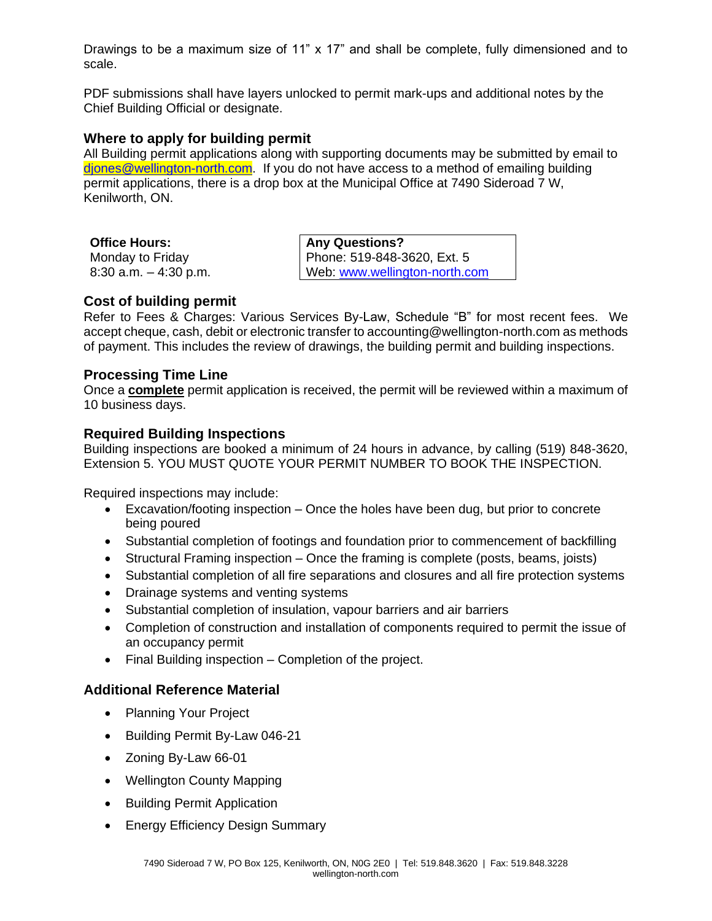Drawings to be a maximum size of 11" x 17" and shall be complete, fully dimensioned and to scale.

PDF submissions shall have layers unlocked to permit mark-ups and additional notes by the Chief Building Official or designate.

### Where to apply for building permit

All Building permit applications along with supporting documents may be submitted by email to djones@wellington-north.com. If you do not have access to a method of emailing building permit applications, there is a drop box at the Municipal Office at 7490 Sideroad 7 W, Kenilworth, ON.

**Office Hours:**
Monday to Friday
8:30 a.m. – 4:30 p.m.

**Any Questions?**
Phone: 519-848-3620, Ext. 5
Web: www.wellington-north.com

### Cost of building permit

Refer to Fees & Charges: Various Services By-Law, Schedule "B" for most recent fees. We accept cheque, cash, debit or electronic transfer to accounting@wellington-north.com as methods of payment. This includes the review of drawings, the building permit and building inspections.

### Processing Time Line

Once a **complete** permit application is received, the permit will be reviewed within a maximum of 10 business days.

### Required Building Inspections

Building inspections are booked a minimum of 24 hours in advance, by calling (519) 848-3620, Extension 5. YOU MUST QUOTE YOUR PERMIT NUMBER TO BOOK THE INSPECTION.

Required inspections may include:

- Excavation/footing inspection – Once the holes have been dug, but prior to concrete being poured
- Substantial completion of footings and foundation prior to commencement of backfilling
- Structural Framing inspection – Once the framing is complete (posts, beams, joists)
- Substantial completion of all fire separations and closures and all fire protection systems
- Drainage systems and venting systems
- Substantial completion of insulation, vapour barriers and air barriers
- Completion of construction and installation of components required to permit the issue of an occupancy permit
- Final Building inspection – Completion of the project.

### Additional Reference Material

- Planning Your Project
- Building Permit By-Law 046-21
- Zoning By-Law 66-01
- Wellington County Mapping
- Building Permit Application
- Energy Efficiency Design Summary